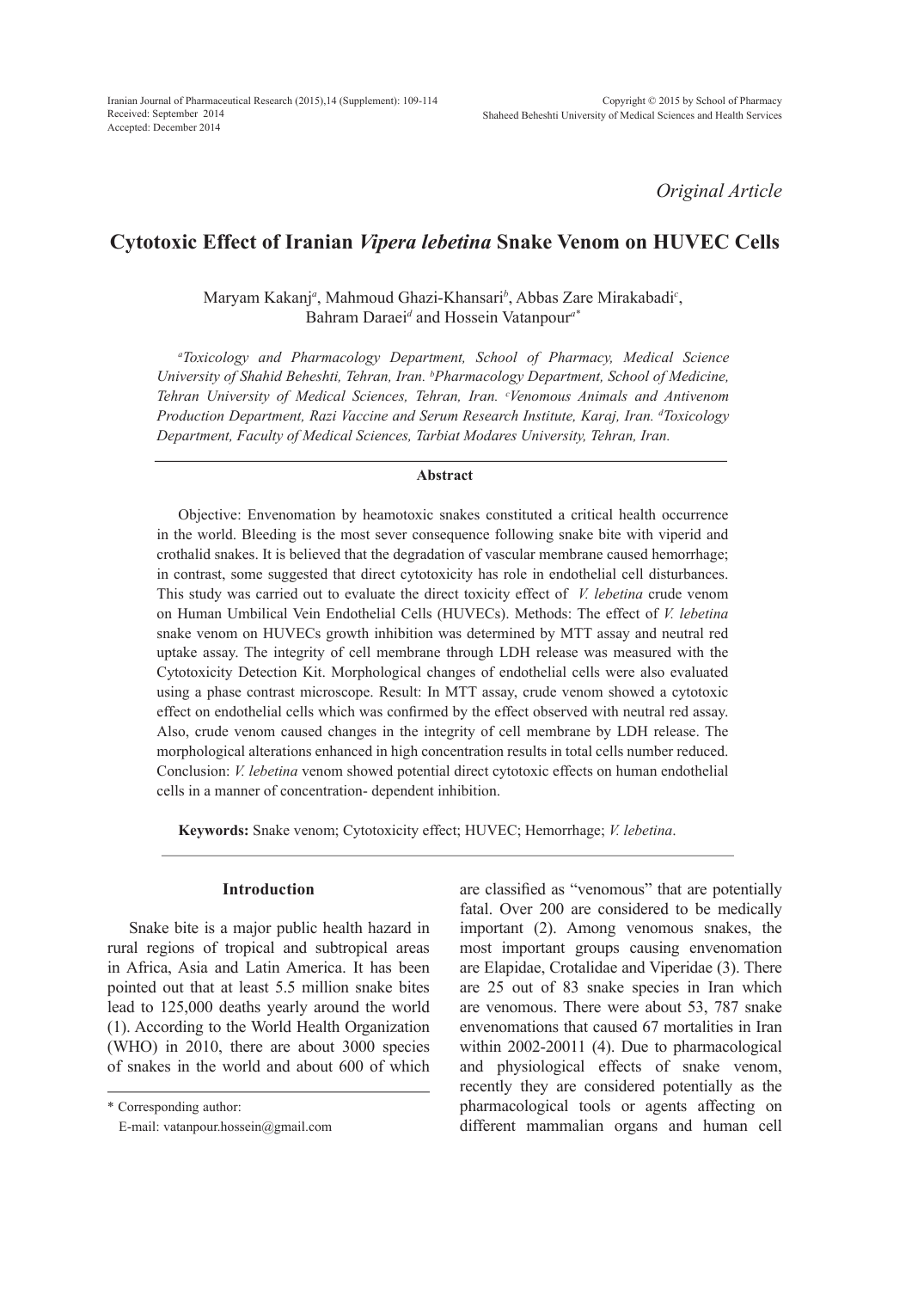*Original Article*

# Cytotoxic Effect of Iranian *Vipera lebetina* Snake Venom on HUVEC Cells

Maryam Kakanj[a], Mahmoud Ghazi-Khansari[b], Abbas Zare Mirakabadi[c], Bahram Daraei[d] and Hossein Vatanpour[a*]

[a]*Toxicology and Pharmacology Department, School of Pharmacy, Medical Science University of Shahid Beheshti, Tehran, Iran.* [b]*Pharmacology Department, School of Medicine, Tehran University of Medical Sciences, Tehran, Iran.* [c]*Venomous Animals and Antivenom Production Department, Razi Vaccine and Serum Research Institute, Karaj, Iran.* [d]*Toxicology Department, Faculty of Medical Sciences, Tarbiat Modares University, Tehran, Iran.*

### Abstract

Objective: Envenomation by heamotoxic snakes constituted a critical health occurrence in the world. Bleeding is the most sever consequence following snake bite with viperid and crothalid snakes. It is believed that the degradation of vascular membrane caused hemorrhage; in contrast, some suggested that direct cytotoxicity has role in endothelial cell disturbances. This study was carried out to evaluate the direct toxicity effect of *V. lebetina* crude venom on Human Umbilical Vein Endothelial Cells (HUVECs). Methods: The effect of *V. lebetina* snake venom on HUVECs growth inhibition was determined by MTT assay and neutral red uptake assay. The integrity of cell membrane through LDH release was measured with the Cytotoxicity Detection Kit. Morphological changes of endothelial cells were also evaluated using a phase contrast microscope. Result: In MTT assay, crude venom showed a cytotoxic effect on endothelial cells which was confirmed by the effect observed with neutral red assay. Also, crude venom caused changes in the integrity of cell membrane by LDH release. The morphological alterations enhanced in high concentration results in total cells number reduced. Conclusion: *V. lebetina* venom showed potential direct cytotoxic effects on human endothelial cells in a manner of concentration- dependent inhibition.

**Keywords:** Snake venom; Cytotoxicity effect; HUVEC; Hemorrhage; *V. lebetina*.

## Introduction

Snake bite is a major public health hazard in rural regions of tropical and subtropical areas in Africa, Asia and Latin America. It has been pointed out that at least 5.5 million snake bites lead to 125,000 deaths yearly around the world (1). According to the World Health Organization (WHO) in 2010, there are about 3000 species of snakes in the world and about 600 of which are classified as "venomous" that are potentially fatal. Over 200 are considered to be medically important (2). Among venomous snakes, the most important groups causing envenomation are Elapidae, Crotalidae and Viperidae (3). There are 25 out of 83 snake species in Iran which are venomous. There were about 53, 787 snake envenomations that caused 67 mortalities in Iran within 2002-20011 (4). Due to pharmacological and physiological effects of snake venom, recently they are considered potentially as the pharmacological tools or agents affecting on different mammalian organs and human cell

\* Corresponding author:
E-mail: vatanpour.hossein@gmail.com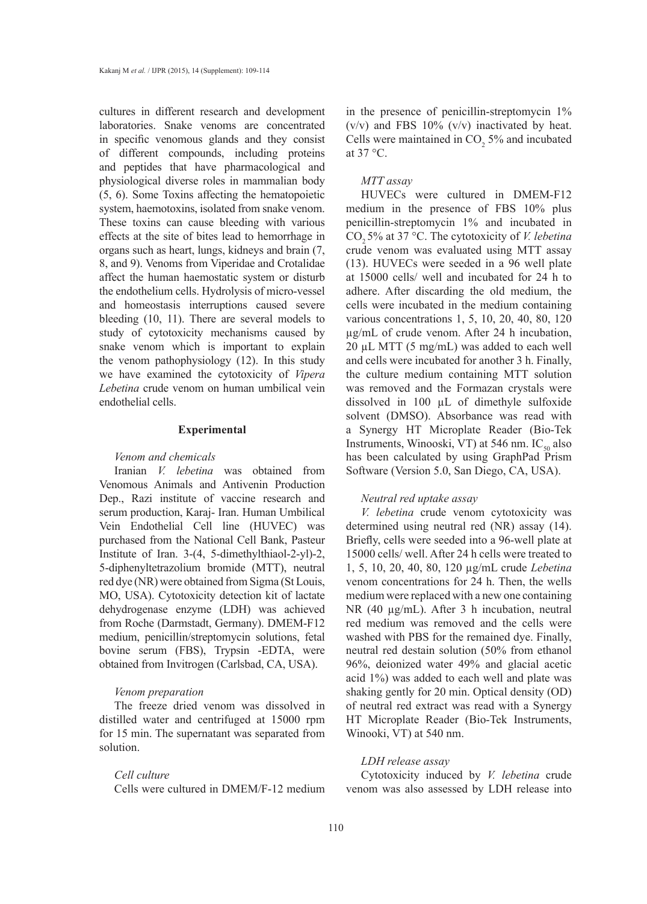cultures in different research and development laboratories. Snake venoms are concentrated in specific venomous glands and they consist of different compounds, including proteins and peptides that have pharmacological and physiological diverse roles in mammalian body (5, 6). Some Toxins affecting the hematopoietic system, haemotoxins, isolated from snake venom. These toxins can cause bleeding with various effects at the site of bites lead to hemorrhage in organs such as heart, lungs, kidneys and brain (7, 8, and 9). Venoms from Viperidae and Crotalidae affect the human haemostatic system or disturb the endothelium cells. Hydrolysis of micro-vessel and homeostasis interruptions caused severe bleeding (10, 11). There are several models to study of cytotoxicity mechanisms caused by snake venom which is important to explain the venom pathophysiology (12). In this study we have examined the cytotoxicity of *Vipera Lebetina* crude venom on human umbilical vein endothelial cells.

## Experimental

### *Venom and chemicals*

Iranian *V. lebetina* was obtained from Venomous Animals and Antivenin Production Dep., Razi institute of vaccine research and serum production, Karaj- Iran. Human Umbilical Vein Endothelial Cell line (HUVEC) was purchased from the National Cell Bank, Pasteur Institute of Iran. 3-(4, 5-dimethylthiaol-2-yl)-2, 5-diphenyltetrazolium bromide (MTT), neutral red dye (NR) were obtained from Sigma (St Louis, MO, USA). Cytotoxicity detection kit of lactate dehydrogenase enzyme (LDH) was achieved from Roche (Darmstadt, Germany). DMEM-F12 medium, penicillin/streptomycin solutions, fetal bovine serum (FBS), Trypsin -EDTA, were obtained from Invitrogen (Carlsbad, CA, USA).

### *Venom preparation*

The freeze dried venom was dissolved in distilled water and centrifuged at 15000 rpm for 15 min. The supernatant was separated from solution.

### *Cell culture*

Cells were cultured in DMEM/F-12 medium in the presence of penicillin-streptomycin 1% (v/v) and FBS 10% (v/v) inactivated by heat. Cells were maintained in $CO_2$ 5% and incubated at 37 °C.

### *MTT assay*

HUVECs were cultured in DMEM-F12 medium in the presence of FBS 10% plus penicillin-streptomycin 1% and incubated in $CO_2$ 5% at 37 °C. The cytotoxicity of *V. lebetina* crude venom was evaluated using MTT assay (13). HUVECs were seeded in a 96 well plate at 15000 cells/ well and incubated for 24 h to adhere. After discarding the old medium, the cells were incubated in the medium containing various concentrations 1, 5, 10, 20, 40, 80, 120 µg/mL of crude venom. After 24 h incubation, 20 µL MTT (5 mg/mL) was added to each well and cells were incubated for another 3 h. Finally, the culture medium containing MTT solution was removed and the Formazan crystals were dissolved in 100 µL of dimethyle sulfoxide solvent (DMSO). Absorbance was read with a Synergy HT Microplate Reader (Bio-Tek Instruments, Winooski, VT) at 546 nm. $IC_{50}$ also has been calculated by using GraphPad Prism Software (Version 5.0, San Diego, CA, USA).

### *Neutral red uptake assay*

*V. lebetina* crude venom cytotoxicity was determined using neutral red (NR) assay (14). Briefly, cells were seeded into a 96-well plate at 15000 cells/ well. After 24 h cells were treated to 1, 5, 10, 20, 40, 80, 120 µg/mL crude *Lebetina* venom concentrations for 24 h. Then, the wells medium were replaced with a new one containing NR (40 µg/mL). After 3 h incubation, neutral red medium was removed and the cells were washed with PBS for the remained dye. Finally, neutral red destain solution (50% from ethanol 96%, deionized water 49% and glacial acetic acid 1%) was added to each well and plate was shaking gently for 20 min. Optical density (OD) of neutral red extract was read with a Synergy HT Microplate Reader (Bio-Tek Instruments, Winooki, VT) at 540 nm.

### *LDH release assay*

Cytotoxicity induced by *V. lebetina* crude venom was also assessed by LDH release into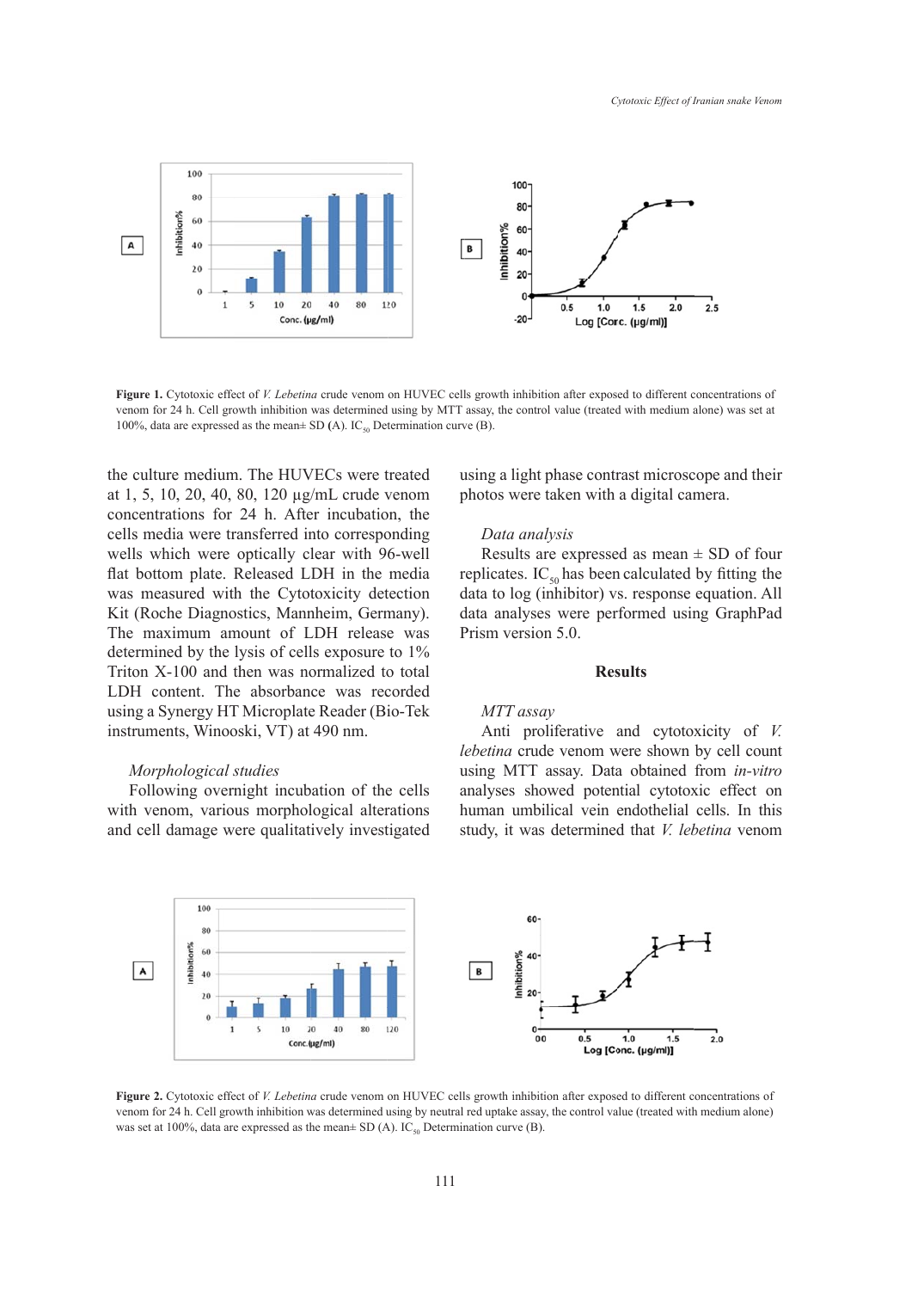**Figure 1.** Cytotoxic effect of *V. Lebetina* crude venom on HUVEC cells growth inhibition after exposed to different concentrations of venom for 24 h. Cell growth inhibition was determined using by MTT assay, the control value (treated with medium alone) was set at 100%, data are expressed as the mean± SD (A). $IC_{50}$ Determination curve (B).

the culture medium. The HUVECs were treated at 1, 5, 10, 20, 40, 80, 120 µg/mL crude venom concentrations for 24 h. After incubation, the cells media were transferred into corresponding wells which were optically clear with 96-well flat bottom plate. Released LDH in the media was measured with the Cytotoxicity detection Kit (Roche Diagnostics, Mannheim, Germany). The maximum amount of LDH release was determined by the lysis of cells exposure to 1% Triton X-100 and then was normalized to total LDH content. The absorbance was recorded using a Synergy HT Microplate Reader (Bio-Tek instruments, Winooski, VT) at 490 nm.

*Morphological studies*

Following overnight incubation of the cells with venom, various morphological alterations and cell damage were qualitatively investigated using a light phase contrast microscope and their photos were taken with a digital camera.

*Data analysis*

Results are expressed as mean ± SD of four replicates. $IC_{50}$ has been calculated by fitting the data to log (inhibitor) vs. response equation. All data analyses were performed using GraphPad Prism version 5.0.

## Results

*MTT assay*

Anti proliferative and cytotoxicity of *V. lebetina* crude venom were shown by cell count using MTT assay. Data obtained from *in-vitro* analyses showed potential cytotoxic effect on human umbilical vein endothelial cells. In this study, it was determined that *V. lebetina* venom

**Figure 2.** Cytotoxic effect of *V. Lebetina* crude venom on HUVEC cells growth inhibition after exposed to different concentrations of venom for 24 h. Cell growth inhibition was determined using by neutral red uptake assay, the control value (treated with medium alone) was set at 100%, data are expressed as the mean± SD (A). $IC_{50}$ Determination curve (B).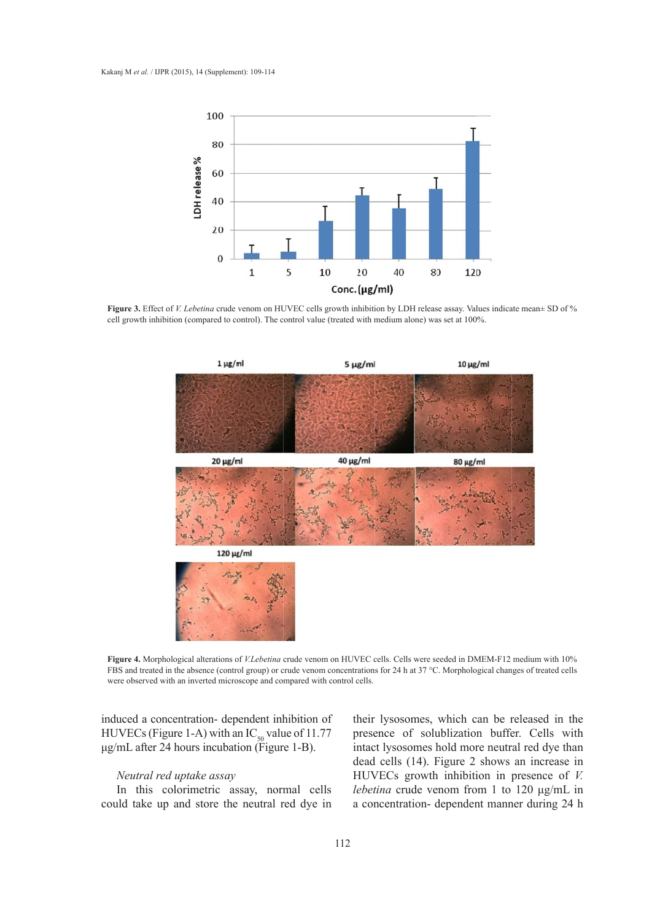**Figure 3.** Effect of *V. Lebetina* crude venom on HUVEC cells growth inhibition by LDH release assay. Values indicate mean± SD of % cell growth inhibition (compared to control). The control value (treated with medium alone) was set at 100%.

**Figure 4.** Morphological alterations of *V.Lebetina* crude venom on HUVEC cells. Cells were seeded in DMEM-F12 medium with 10% FBS and treated in the absence (control group) or crude venom concentrations for 24 h at 37 °C. Morphological changes of treated cells were observed with an inverted microscope and compared with control cells.

induced a concentration- dependent inhibition of HUVECs (Figure 1-A) with an $IC_{50}$ value of 11.77 µg/mL after 24 hours incubation (Figure 1-B).

*Neutral red uptake assay*

In this colorimetric assay, normal cells could take up and store the neutral red dye in their lysosomes, which can be released in the presence of solublization buffer. Cells with intact lysosomes hold more neutral red dye than dead cells (14). Figure 2 shows an increase in HUVECs growth inhibition in presence of *V. lebetina* crude venom from 1 to 120 µg/mL in a concentration- dependent manner during 24 h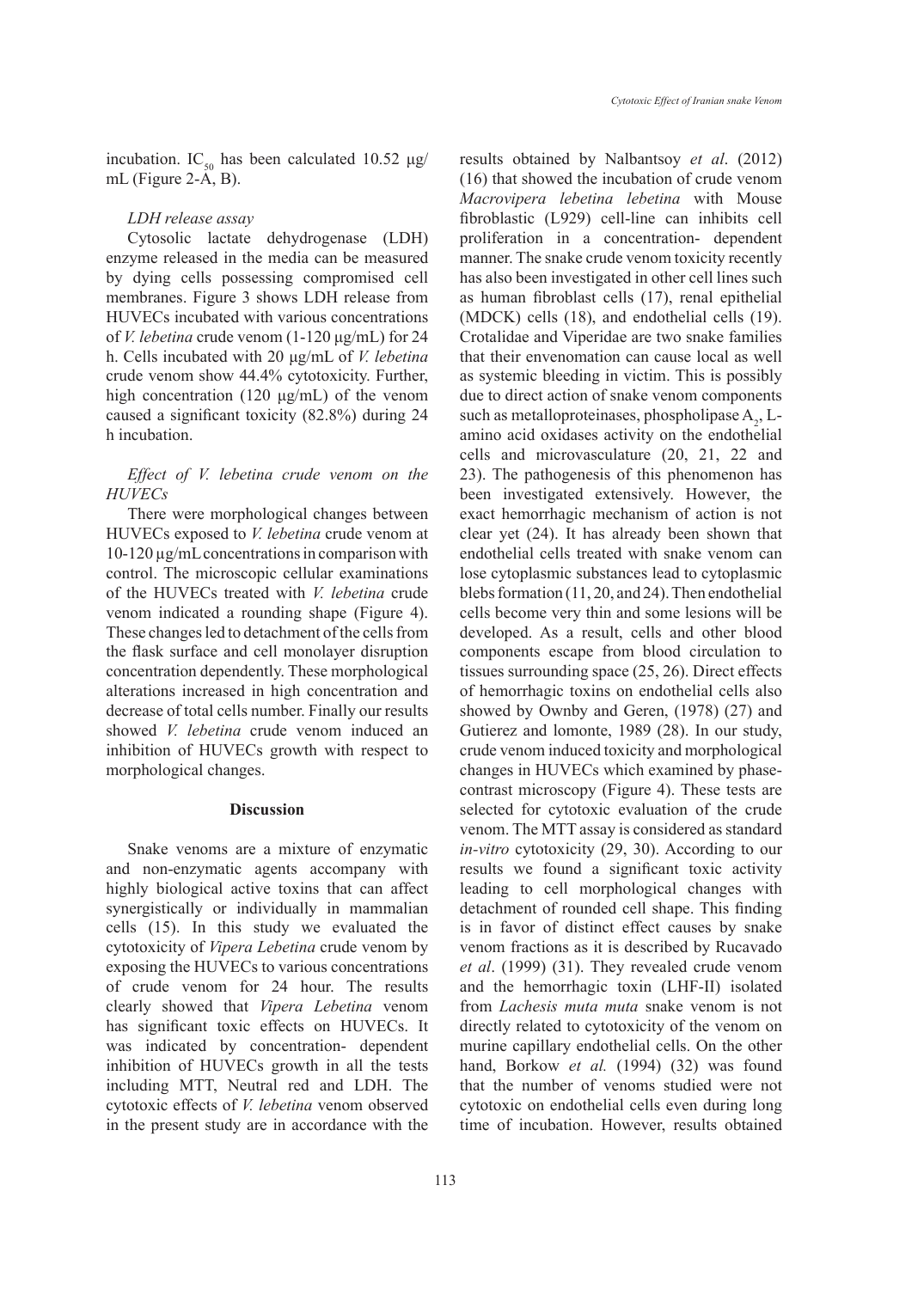incubation. $IC_{50}$ has been calculated 10.52 µg/mL (Figure 2-A, B).

### *LDH release assay*

Cytosolic lactate dehydrogenase (LDH) enzyme released in the media can be measured by dying cells possessing compromised cell membranes. Figure 3 shows LDH release from HUVECs incubated with various concentrations of *V. lebetina* crude venom (1-120 µg/mL) for 24 h. Cells incubated with 20 µg/mL of *V. lebetina* crude venom show 44.4% cytotoxicity. Further, high concentration (120 µg/mL) of the venom caused a significant toxicity (82.8%) during 24 h incubation.

### *Effect of V. lebetina crude venom on the HUVECs*

There were morphological changes between HUVECs exposed to *V. lebetina* crude venom at 10-120 µg/mL concentrations in comparison with control. The microscopic cellular examinations of the HUVECs treated with *V. lebetina* crude venom indicated a rounding shape (Figure 4). These changes led to detachment of the cells from the flask surface and cell monolayer disruption concentration dependently. These morphological alterations increased in high concentration and decrease of total cells number. Finally our results showed *V. lebetina* crude venom induced an inhibition of HUVECs growth with respect to morphological changes.

## Discussion

Snake venoms are a mixture of enzymatic and non-enzymatic agents accompany with highly biological active toxins that can affect synergistically or individually in mammalian cells (15). In this study we evaluated the cytotoxicity of *Vipera Lebetina* crude venom by exposing the HUVECs to various concentrations of crude venom for 24 hour. The results clearly showed that *Vipera Lebetina* venom has significant toxic effects on HUVECs. It was indicated by concentration- dependent inhibition of HUVECs growth in all the tests including MTT, Neutral red and LDH. The cytotoxic effects of *V. lebetina* venom observed in the present study are in accordance with the results obtained by Nalbantsoy *et al*. (2012) (16) that showed the incubation of crude venom *Macrovipera lebetina lebetina* with Mouse fibroblastic (L929) cell-line can inhibits cell proliferation in a concentration- dependent manner. The snake crude venom toxicity recently has also been investigated in other cell lines such as human fibroblast cells (17), renal epithelial (MDCK) cells (18), and endothelial cells (19). Crotalidae and Viperidae are two snake families that their envenomation can cause local as well as systemic bleeding in victim. This is possibly due to direct action of snake venom components such as metalloproteinases, phospholipase $A_2$, L-amino acid oxidases activity on the endothelial cells and microvasculature (20, 21, 22 and 23). The pathogenesis of this phenomenon has been investigated extensively. However, the exact hemorrhagic mechanism of action is not clear yet (24). It has already been shown that endothelial cells treated with snake venom can lose cytoplasmic substances lead to cytoplasmic blebs formation (11, 20, and 24). Then endothelial cells become very thin and some lesions will be developed. As a result, cells and other blood components escape from blood circulation to tissues surrounding space (25, 26). Direct effects of hemorrhagic toxins on endothelial cells also showed by Ownby and Geren, (1978) (27) and Gutierez and lomonte, 1989 (28). In our study, crude venom induced toxicity and morphological changes in HUVECs which examined by phase-contrast microscopy (Figure 4). These tests are selected for cytotoxic evaluation of the crude venom. The MTT assay is considered as standard *in-vitro* cytotoxicity (29, 30). According to our results we found a significant toxic activity leading to cell morphological changes with detachment of rounded cell shape. This finding is in favor of distinct effect causes by snake venom fractions as it is described by Rucavado *et al*. (1999) (31). They revealed crude venom and the hemorrhagic toxin (LHF-II) isolated from *Lachesis muta muta* snake venom is not directly related to cytotoxicity of the venom on murine capillary endothelial cells. On the other hand, Borkow *et al.* (1994) (32) was found that the number of venoms studied were not cytotoxic on endothelial cells even during long time of incubation. However, results obtained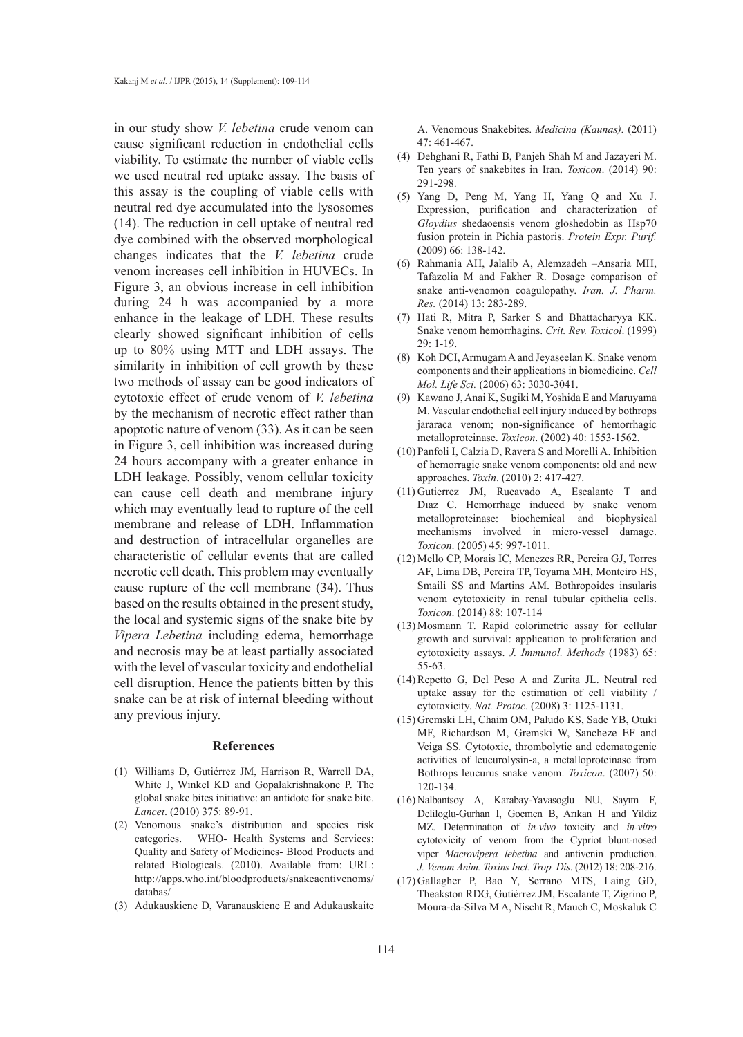in our study show *V. lebetina* crude venom can cause significant reduction in endothelial cells viability. To estimate the number of viable cells we used neutral red uptake assay. The basis of this assay is the coupling of viable cells with neutral red dye accumulated into the lysosomes (14). The reduction in cell uptake of neutral red dye combined with the observed morphological changes indicates that the *V. lebetina* crude venom increases cell inhibition in HUVECs. In Figure 3, an obvious increase in cell inhibition during 24 h was accompanied by a more enhance in the leakage of LDH. These results clearly showed significant inhibition of cells up to 80% using MTT and LDH assays. The similarity in inhibition of cell growth by these two methods of assay can be good indicators of cytotoxic effect of crude venom of *V. lebetina* by the mechanism of necrotic effect rather than apoptotic nature of venom (33). As it can be seen in Figure 3, cell inhibition was increased during 24 hours accompany with a greater enhance in LDH leakage. Possibly, venom cellular toxicity can cause cell death and membrane injury which may eventually lead to rupture of the cell membrane and release of LDH. Inflammation and destruction of intracellular organelles are characteristic of cellular events that are called necrotic cell death. This problem may eventually cause rupture of the cell membrane (34). Thus based on the results obtained in the present study, the local and systemic signs of the snake bite by *Vipera Lebetina* including edema, hemorrhage and necrosis may be at least partially associated with the level of vascular toxicity and endothelial cell disruption. Hence the patients bitten by this snake can be at risk of internal bleeding without any previous injury.

## References

(1) Williams D, Gutiérrez JM, Harrison R, Warrell DA, White J, Winkel KD and Gopalakrishnakone P. The global snake bites initiative: an antidote for snake bite. *Lancet*. (2010) 375: 89-91.

(2) Venomous snake's distribution and species risk categories. WHO- Health Systems and Services: Quality and Safety of Medicines- Blood Products and related Biologicals. (2010). Available from: URL: http://apps.who.int/bloodproducts/snakeantivenoms/databas/

(3) Adukauskiene D, Varanauskiene E and Adukauskaite A. Venomous Snakebites. *Medicina (Kaunas).* (2011) 47: 461-467.

(4) Dehghani R, Fathi B, Panjeh Shah M and Jazayeri M. Ten years of snakebites in Iran. *Toxicon*. (2014) 90: 291-298.

(5) Yang D, Peng M, Yang H, Yang Q and Xu J. Expression, purification and characterization of *Gloydius* shedaoensis venom gloshedobin as Hsp70 fusion protein in Pichia pastoris. *Protein Expr. Purif.* (2009) 66: 138-142.

(6) Rahmania AH, Jalalib A, Alemzadeh –Ansaria MH, Tafazolia M and Fakher R. Dosage comparison of snake anti-venomon coagulopathy. *Iran. J. Pharm. Res.* (2014) 13: 283-289.

(7) Hati R, Mitra P, Sarker S and Bhattacharyya KK. Snake venom hemorrhagins. *Crit. Rev. Toxicol*. (1999) 29: 1-19.

(8) Koh DCI, Armugam A and Jeyaseelan K. Snake venom components and their applications in biomedicine. *Cell Mol. Life Sci.* (2006) 63: 3030-3041.

(9) Kawano J, Anai K, Sugiki M, Yoshida E and Maruyama M. Vascular endothelial cell injury induced by bothrops jararaca venom; non-significance of hemorrhagic metalloproteinase. *Toxicon*. (2002) 40: 1553-1562.

(10) Panfoli I, Calzia D, Ravera S and Morelli A. Inhibition of hemorragic snake venom components: old and new approaches. *Toxin*. (2010) 2: 417-427.

(11) Gutierrez JM, Rucavado A, Escalante T and Dıaz C. Hemorrhage induced by snake venom metalloproteinase: biochemical and biophysical mechanisms involved in micro-vessel damage. *Toxicon*. (2005) 45: 997-1011.

(12) Mello CP, Morais IC, Menezes RR, Pereira GJ, Torres AF, Lima DB, Pereira TP, Toyama MH, Monteiro HS, Smaili SS and Martins AM. Bothropoides insularis venom cytotoxicity in renal tubular epithelia cells. *Toxicon*. (2014) 88: 107-114

(13) Mosmann T. Rapid colorimetric assay for cellular growth and survival: application to proliferation and cytotoxicity assays. *J. Immunol. Methods* (1983) 65: 55-63.

(14) Repetto G, Del Peso A and Zurita JL. Neutral red uptake assay for the estimation of cell viability / cytotoxicity. *Nat. Protoc*. (2008) 3: 1125-1131.

(15) Gremski LH, Chaim OM, Paludo KS, Sade YB, Otuki MF, Richardson M, Gremski W, Sancheze EF and Veiga SS. Cytotoxic, thrombolytic and edematogenic activities of leucurolysin-a, a metalloproteinase from Bothrops leucurus snake venom. *Toxicon*. (2007) 50: 120-134.

(16) Nalbantsoy A, Karabay-Yavasoglu NU, Sayım F, Deliloglu-Gurhan I, Gocmen B, Arıkan H and Yildiz MZ. Determination of *in-vivo* toxicity and *in-vitro* cytotoxicity of venom from the Cypriot blunt-nosed viper *Macrovipera lebetina* and antivenin production. *J. Venom Anim. Toxins Incl. Trop. Dis*. (2012) 18: 208-216.

(17) Gallagher P, Bao Y, Serrano MTS, Laing GD, Theakston RDG, Gutiérrez JM, Escalante T, Zigrino P, Moura-da-Silva M A, Nischt R, Mauch C, Moskaluk C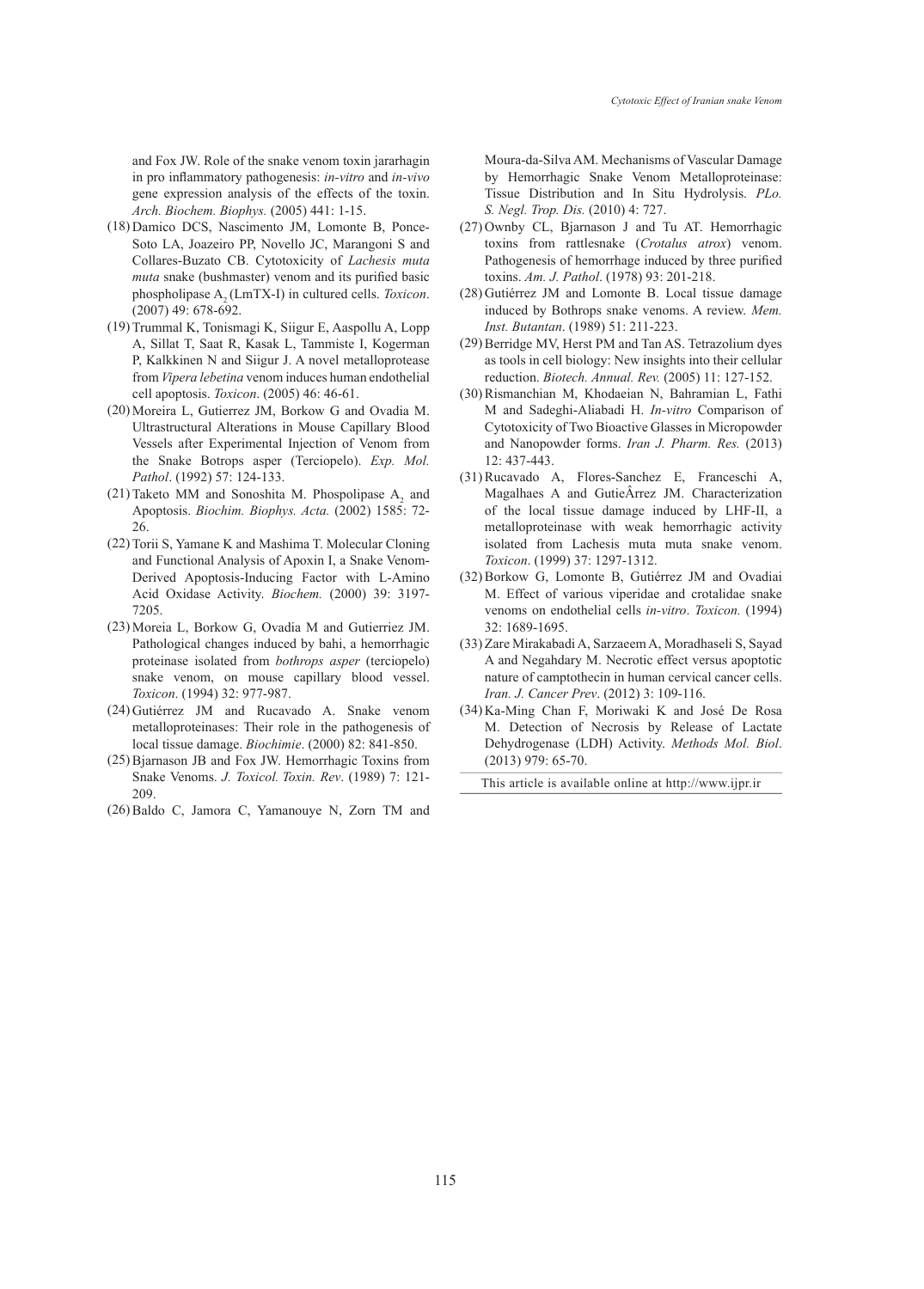and Fox JW. Role of the snake venom toxin jararhagin in pro inflammatory pathogenesis: *in-vitro* and *in-vivo* gene expression analysis of the effects of the toxin. *Arch. Biochem. Biophys.* (2005) 441: 1-15.

(18) Damico DCS, Nascimento JM, Lomonte B, Ponce-Soto LA, Joazeiro PP, Novello JC, Marangoni S and Collares-Buzato CB. Cytotoxicity of *Lachesis muta muta* snake (bushmaster) venom and its purified basic phospholipase $A_2$ (LmTX-I) in cultured cells. *Toxicon*. (2007) 49: 678-692.

(19) Trummal K, Tonismagi K, Siigur E, Aaspollu A, Lopp A, Sillat T, Saat R, Kasak L, Tammiste I, Kogerman P, Kalkkinen N and Siigur J. A novel metalloprotease from *Vipera lebetina* venom induces human endothelial cell apoptosis. *Toxicon*. (2005) 46: 46-61.

(20) Moreira L, Gutierrez JM, Borkow G and Ovadia M. Ultrastructural Alterations in Mouse Capillary Blood Vessels after Experimental Injection of Venom from the Snake Botrops asper (Terciopelo). *Exp. Mol. Pathol*. (1992) 57: 124-133.

(21) Taketo MM and Sonoshita M. Phospolipase $A_2$ and Apoptosis. *Biochim. Biophys. Acta.* (2002) 1585: 72-26.

(22) Torii S, Yamane K and Mashima T. Molecular Cloning and Functional Analysis of Apoxin I, a Snake Venom-Derived Apoptosis-Inducing Factor with L-Amino Acid Oxidase Activity. *Biochem.* (2000) 39: 3197-7205.

(23) Moreia L, Borkow G, Ovadia M and Gutierriez JM. Pathological changes induced by bahi, a hemorrhagic proteinase isolated from *bothrops asper* (terciopelo) snake venom, on mouse capillary blood vessel. *Toxicon*. (1994) 32: 977-987.

(24) Gutiérrez JM and Rucavado A. Snake venom metalloproteinases: Their role in the pathogenesis of local tissue damage. *Biochimie*. (2000) 82: 841-850.

(25) Bjarnason JB and Fox JW. Hemorrhagic Toxins from Snake Venoms. *J. Toxicol. Toxin. Rev*. (1989) 7: 121-209.

(26) Baldo C, Jamora C, Yamanouye N, Zorn TM and Moura-da-Silva AM. Mechanisms of Vascular Damage by Hemorrhagic Snake Venom Metalloproteinase: Tissue Distribution and In Situ Hydrolysis. *PLo. S. Negl. Trop. Dis.* (2010) 4: 727.

(27) Ownby CL, Bjarnason J and Tu AT. Hemorrhagic toxins from rattlesnake (*Crotalus atrox*) venom. Pathogenesis of hemorrhage induced by three purified toxins. *Am. J. Pathol*. (1978) 93: 201-218.

(28) Gutiérrez JM and Lomonte B. Local tissue damage induced by Bothrops snake venoms. A review. *Mem. Inst. Butantan*. (1989) 51: 211-223.

(29) Berridge MV, Herst PM and Tan AS. Tetrazolium dyes as tools in cell biology: New insights into their cellular reduction. *Biotech. Annual. Rev.* (2005) 11: 127-152.

(30) Rismanchian M, Khodaeian N, Bahramian L, Fathi M and Sadeghi-Aliabadi H. *In-vitro* Comparison of Cytotoxicity of Two Bioactive Glasses in Micropowder and Nanopowder forms. *Iran J. Pharm. Res.* (2013) 12: 437-443.

(31) Rucavado A, Flores-Sanchez E, Franceschi A, Magalhaes A and GutieÂrrez JM. Characterization of the local tissue damage induced by LHF-II, a metalloproteinase with weak hemorrhagic activity isolated from Lachesis muta muta snake venom. *Toxicon*. (1999) 37: 1297-1312.

(32) Borkow G, Lomonte B, Gutiérrez JM and Ovadiai M. Effect of various viperidae and crotalidae snake venoms on endothelial cells *in-vitro*. *Toxicon.* (1994) 32: 1689-1695.

(33) Zare Mirakabadi A, Sarzaeem A, Moradhaseli S, Sayad A and Negahdary M. Necrotic effect versus apoptotic nature of camptothecin in human cervical cancer cells. *Iran. J. Cancer Prev*. (2012) 3: 109-116.

(34) Ka-Ming Chan F, Moriwaki K and José De Rosa M. Detection of Necrosis by Release of Lactate Dehydrogenase (LDH) Activity. *Methods Mol. Biol*. (2013) 979: 65-70.

This article is available online at http://www.ijpr.ir